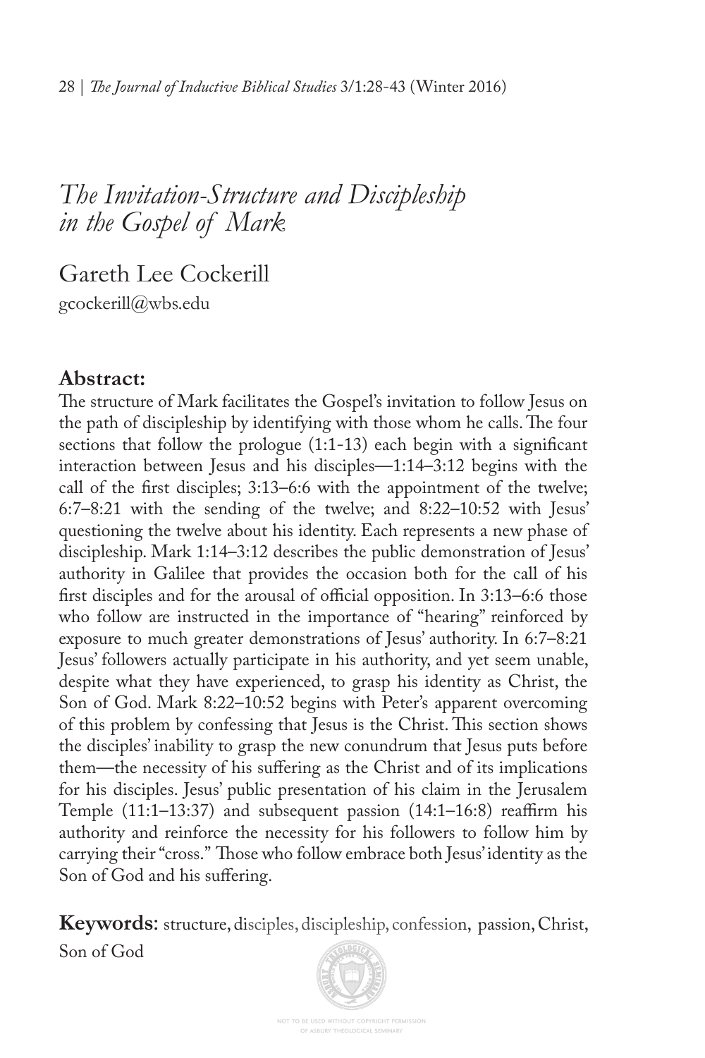# *The Invitation-Structure and Discipleship in the Gospel of Mark*

Gareth Lee Cockerill

gcockerill@wbs.edu

**Abstract:**

The structure of Mark facilitates the Gospel's invitation to follow Jesus on the path of discipleship by identifying with those whom he calls. The four sections that follow the prologue (1:1-13) each begin with a significant interaction between Jesus and his disciples—1:14–3:12 begins with the call of the first disciples; 3:13–6:6 with the appointment of the twelve; 6:7–8:21 with the sending of the twelve; and 8:22–10:52 with Jesus' questioning the twelve about his identity. Each represents a new phase of discipleship. Mark 1:14–3:12 describes the public demonstration of Jesus' authority in Galilee that provides the occasion both for the call of his first disciples and for the arousal of official opposition. In 3:13–6:6 those who follow are instructed in the importance of "hearing" reinforced by exposure to much greater demonstrations of Jesus' authority. In 6:7–8:21 Jesus' followers actually participate in his authority, and yet seem unable, despite what they have experienced, to grasp his identity as Christ, the Son of God. Mark 8:22–10:52 begins with Peter's apparent overcoming of this problem by confessing that Jesus is the Christ. This section shows the disciples' inability to grasp the new conundrum that Jesus puts before them—the necessity of his suffering as the Christ and of its implications for his disciples. Jesus' public presentation of his claim in the Jerusalem Temple (11:1–13:37) and subsequent passion (14:1–16:8) reaffirm his authority and reinforce the necessity for his followers to follow him by carrying their "cross." Those who follow embrace both Jesus' identity as the Son of God and his suffering.

**Keywords**: structure, disciples, discipleship, confession, passion, Christ, Son of God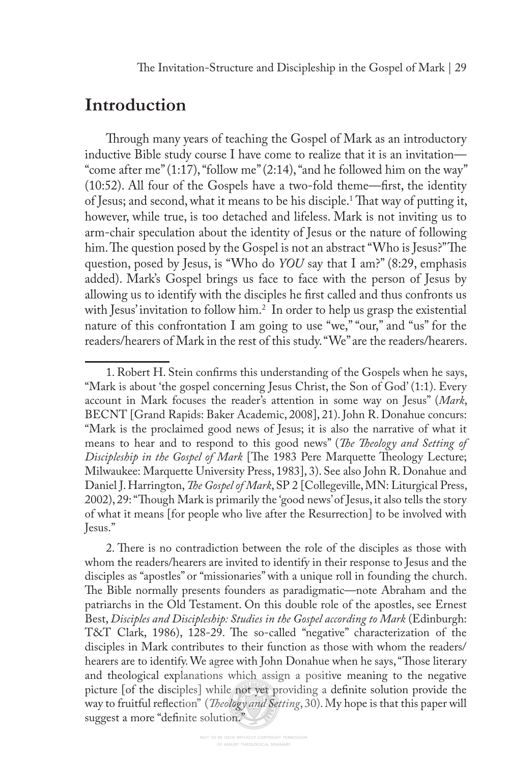## Introduction

Through many years of teaching the Gospel of Mark as an introductory inductive Bible study course I have come to realize that it is an invitation—"come after me" (1:17), "follow me" (2:14), "and he followed him on the way" (10:52). All four of the Gospels have a two-fold theme—first, the identity of Jesus; and second, what it means to be his disciple.[1] That way of putting it, however, while true, is too detached and lifeless. Mark is not inviting us to arm-chair speculation about the identity of Jesus or the nature of following him. The question posed by the Gospel is not an abstract "Who is Jesus?" The question, posed by Jesus, is "Who do *YOU* say that I am?" (8:29, emphasis added). Mark's Gospel brings us face to face with the person of Jesus by allowing us to identify with the disciples he first called and thus confronts us with Jesus' invitation to follow him.[2] In order to help us grasp the existential nature of this confrontation I am going to use "we," "our," and "us" for the readers/hearers of Mark in the rest of this study. "We" are the readers/hearers.

---

1. Robert H. Stein confirms this understanding of the Gospels when he says, "Mark is about 'the gospel concerning Jesus Christ, the Son of God' (1:1). Every account in Mark focuses the reader's attention in some way on Jesus" (*Mark*, BECNT [Grand Rapids: Baker Academic, 2008], 21). John R. Donahue concurs: "Mark is the proclaimed good news of Jesus; it is also the narrative of what it means to hear and to respond to this good news" (*The Theology and Setting of Discipleship in the Gospel of Mark* [The 1983 Pere Marquette Theology Lecture; Milwaukee: Marquette University Press, 1983], 3). See also John R. Donahue and Daniel J. Harrington, *The Gospel of Mark*, SP 2 [Collegeville, MN: Liturgical Press, 2002), 29: "Though Mark is primarily the 'good news' of Jesus, it also tells the story of what it means [for people who live after the Resurrection] to be involved with Jesus."

2. There is no contradiction between the role of the disciples as those with whom the readers/hearers are invited to identify in their response to Jesus and the disciples as "apostles" or "missionaries" with a unique roll in founding the church. The Bible normally presents founders as paradigmatic—note Abraham and the patriarchs in the Old Testament. On this double role of the apostles, see Ernest Best, *Disciples and Discipleship: Studies in the Gospel according to Mark* (Edinburgh: T&T Clark, 1986), 128-29. The so-called "negative" characterization of the disciples in Mark contributes to their function as those with whom the readers/hearers are to identify. We agree with John Donahue when he says, "Those literary and theological explanations which assign a positive meaning to the negative picture [of the disciples] while not yet providing a definite solution provide the way to fruitful reflection" (*Theology and Setting*, 30). My hope is that this paper will suggest a more "definite solution."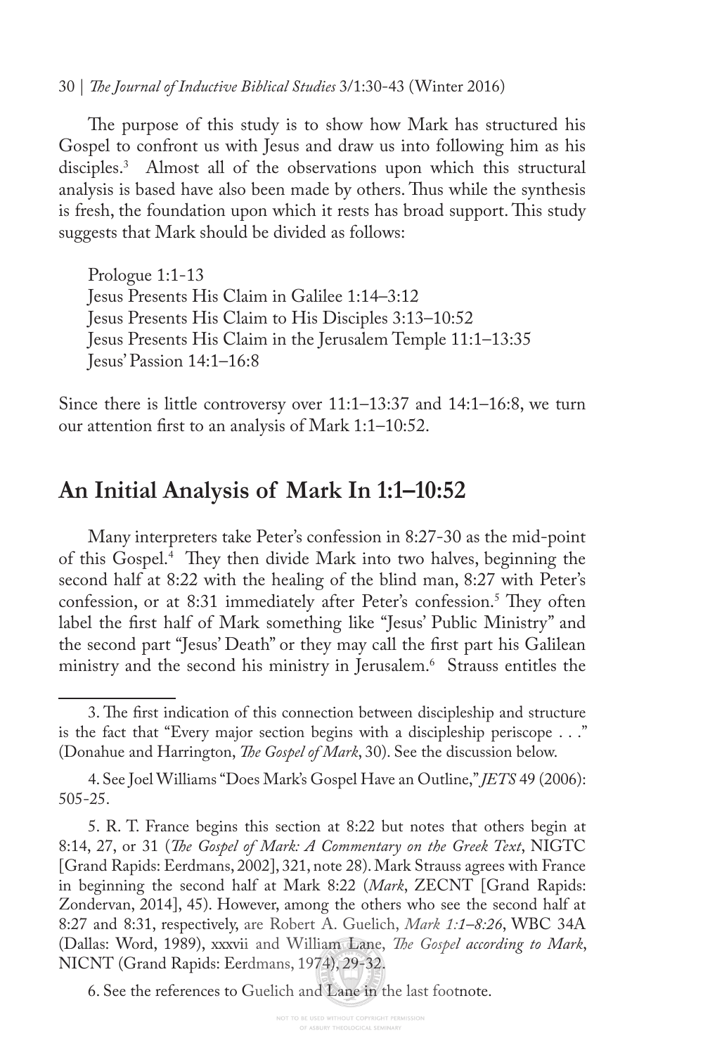The purpose of this study is to show how Mark has structured his Gospel to confront us with Jesus and draw us into following him as his disciples.[3] Almost all of the observations upon which this structural analysis is based have also been made by others. Thus while the synthesis is fresh, the foundation upon which it rests has broad support. This study suggests that Mark should be divided as follows:

Prologue 1:1-13
Jesus Presents His Claim in Galilee 1:14–3:12
Jesus Presents His Claim to His Disciples 3:13–10:52
Jesus Presents His Claim in the Jerusalem Temple 11:1–13:35
Jesus' Passion 14:1–16:8

Since there is little controversy over 11:1–13:37 and 14:1–16:8, we turn our attention first to an analysis of Mark 1:1–10:52.

## An Initial Analysis of Mark In 1:1–10:52

Many interpreters take Peter's confession in 8:27-30 as the mid-point of this Gospel.[4] They then divide Mark into two halves, beginning the second half at 8:22 with the healing of the blind man, 8:27 with Peter's confession, or at 8:31 immediately after Peter's confession.[5] They often label the first half of Mark something like "Jesus' Public Ministry" and the second part "Jesus' Death" or they may call the first part his Galilean ministry and the second his ministry in Jerusalem.[6] Strauss entitles the

---

3. The first indication of this connection between discipleship and structure is the fact that "Every major section begins with a discipleship periscope . . ." (Donahue and Harrington, *The Gospel of Mark*, 30). See the discussion below.

4. See Joel Williams "Does Mark's Gospel Have an Outline," *JETS* 49 (2006): 505-25.

5. R. T. France begins this section at 8:22 but notes that others begin at 8:14, 27, or 31 (*The Gospel of Mark: A Commentary on the Greek Text*, NIGTC [Grand Rapids: Eerdmans, 2002], 321, note 28). Mark Strauss agrees with France in beginning the second half at Mark 8:22 (*Mark*, ZECNT [Grand Rapids: Zondervan, 2014], 45). However, among the others who see the second half at 8:27 and 8:31, respectively, are Robert A. Guelich, *Mark 1:1–8:26*, WBC 34A (Dallas: Word, 1989), xxxvii and William Lane, *The Gospel according to Mark*, NICNT (Grand Rapids: Eerdmans, 1974), 29-32.

6. See the references to Guelich and Lane in the last footnote.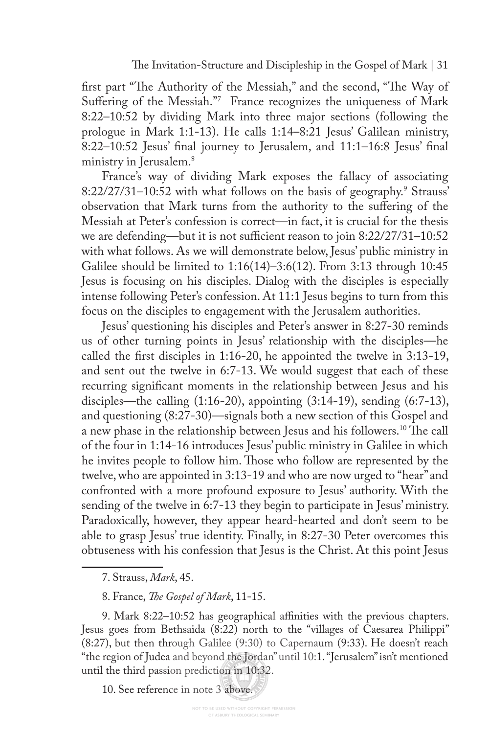first part "The Authority of the Messiah," and the second, "The Way of Suffering of the Messiah."[7] France recognizes the uniqueness of Mark 8:22–10:52 by dividing Mark into three major sections (following the prologue in Mark 1:1-13). He calls 1:14–8:21 Jesus' Galilean ministry, 8:22–10:52 Jesus' final journey to Jerusalem, and 11:1–16:8 Jesus' final ministry in Jerusalem.[8]

France's way of dividing Mark exposes the fallacy of associating 8:22/27/31–10:52 with what follows on the basis of geography.[9] Strauss' observation that Mark turns from the authority to the suffering of the Messiah at Peter's confession is correct—in fact, it is crucial for the thesis we are defending—but it is not sufficient reason to join 8:22/27/31–10:52 with what follows. As we will demonstrate below, Jesus' public ministry in Galilee should be limited to 1:16(14)–3:6(12). From 3:13 through 10:45 Jesus is focusing on his disciples. Dialog with the disciples is especially intense following Peter's confession. At 11:1 Jesus begins to turn from this focus on the disciples to engagement with the Jerusalem authorities.

Jesus' questioning his disciples and Peter's answer in 8:27-30 reminds us of other turning points in Jesus' relationship with the disciples—he called the first disciples in 1:16-20, he appointed the twelve in 3:13-19, and sent out the twelve in 6:7-13. We would suggest that each of these recurring significant moments in the relationship between Jesus and his disciples—the calling (1:16-20), appointing (3:14-19), sending (6:7-13), and questioning (8:27-30)—signals both a new section of this Gospel and a new phase in the relationship between Jesus and his followers.[10] The call of the four in 1:14-16 introduces Jesus' public ministry in Galilee in which he invites people to follow him. Those who follow are represented by the twelve, who are appointed in 3:13-19 and who are now urged to "hear" and confronted with a more profound exposure to Jesus' authority. With the sending of the twelve in 6:7-13 they begin to participate in Jesus' ministry. Paradoxically, however, they appear heard-hearted and don't seem to be able to grasp Jesus' true identity. Finally, in 8:27-30 Peter overcomes this obtuseness with his confession that Jesus is the Christ. At this point Jesus

---

7. Strauss, *Mark*, 45.

8. France, *The Gospel of Mark*, 11-15.

9. Mark 8:22–10:52 has geographical affinities with the previous chapters. Jesus goes from Bethsaida (8:22) north to the "villages of Caesarea Philippi" (8:27), but then through Galilee (9:30) to Capernaum (9:33). He doesn't reach "the region of Judea and beyond the Jordan" until 10:1. "Jerusalem" isn't mentioned until the third passion prediction in 10:32.

10. See reference in note 3 above.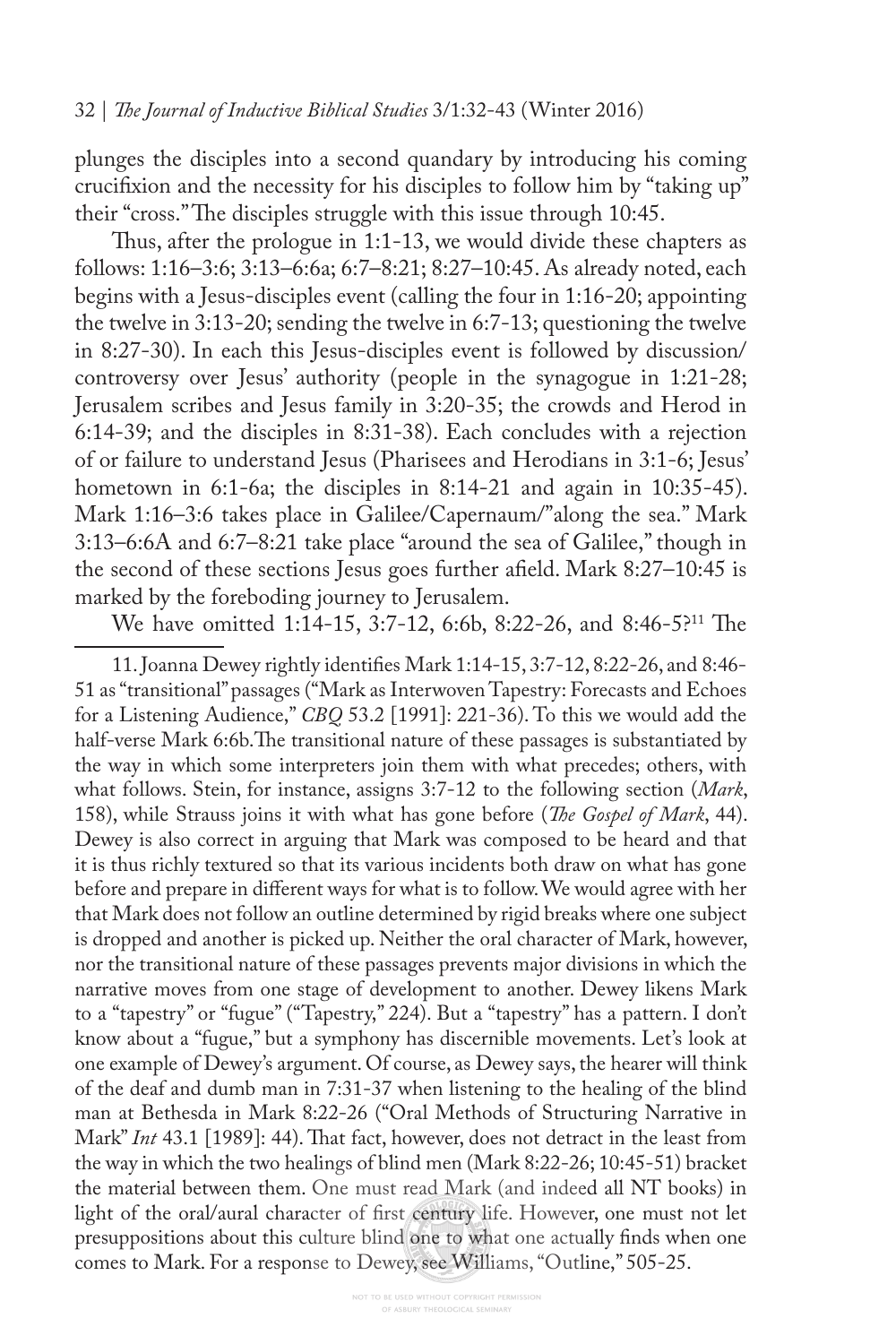plunges the disciples into a second quandary by introducing his coming crucifixion and the necessity for his disciples to follow him by "taking up" their "cross." The disciples struggle with this issue through 10:45.

Thus, after the prologue in 1:1-13, we would divide these chapters as follows: 1:16–3:6; 3:13–6:6a; 6:7–8:21; 8:27–10:45. As already noted, each begins with a Jesus-disciples event (calling the four in 1:16-20; appointing the twelve in 3:13-20; sending the twelve in 6:7-13; questioning the twelve in 8:27-30). In each this Jesus-disciples event is followed by discussion/controversy over Jesus' authority (people in the synagogue in 1:21-28; Jerusalem scribes and Jesus family in 3:20-35; the crowds and Herod in 6:14-39; and the disciples in 8:31-38). Each concludes with a rejection of or failure to understand Jesus (Pharisees and Herodians in 3:1-6; Jesus' hometown in 6:1-6a; the disciples in 8:14-21 and again in 10:35-45). Mark 1:16–3:6 takes place in Galilee/Capernaum/"along the sea." Mark 3:13–6:6A and 6:7–8:21 take place "around the sea of Galilee," though in the second of these sections Jesus goes further afield. Mark 8:27–10:45 is marked by the foreboding journey to Jerusalem.

We have omitted 1:14-15, 3:7-12, 6:6b, 8:22-26, and 8:46-5?[11] The

---

11. Joanna Dewey rightly identifies Mark 1:14-15, 3:7-12, 8:22-26, and 8:46-51 as "transitional" passages ("Mark as Interwoven Tapestry: Forecasts and Echoes for a Listening Audience," *CBQ* 53.2 [1991]: 221-36). To this we would add the half-verse Mark 6:6b. The transitional nature of these passages is substantiated by the way in which some interpreters join them with what precedes; others, with what follows. Stein, for instance, assigns 3:7-12 to the following section (*Mark*, 158), while Strauss joins it with what has gone before (*The Gospel of Mark*, 44). Dewey is also correct in arguing that Mark was composed to be heard and that it is thus richly textured so that its various incidents both draw on what has gone before and prepare in different ways for what is to follow. We would agree with her that Mark does not follow an outline determined by rigid breaks where one subject is dropped and another is picked up. Neither the oral character of Mark, however, nor the transitional nature of these passages prevents major divisions in which the narrative moves from one stage of development to another. Dewey likens Mark to a "tapestry" or "fugue" ("Tapestry," 224). But a "tapestry" has a pattern. I don't know about a "fugue," but a symphony has discernible movements. Let's look at one example of Dewey's argument. Of course, as Dewey says, the hearer will think of the deaf and dumb man in 7:31-37 when listening to the healing of the blind man at Bethesda in Mark 8:22-26 ("Oral Methods of Structuring Narrative in Mark" *Int* 43.1 [1989]: 44). That fact, however, does not detract in the least from the way in which the two healings of blind men (Mark 8:22-26; 10:45-51) bracket the material between them. One must read Mark (and indeed all NT books) in light of the oral/aural character of first century life. However, one must not let presuppositions about this culture blind one to what one actually finds when one comes to Mark. For a response to Dewey, see Williams, "Outline," 505-25.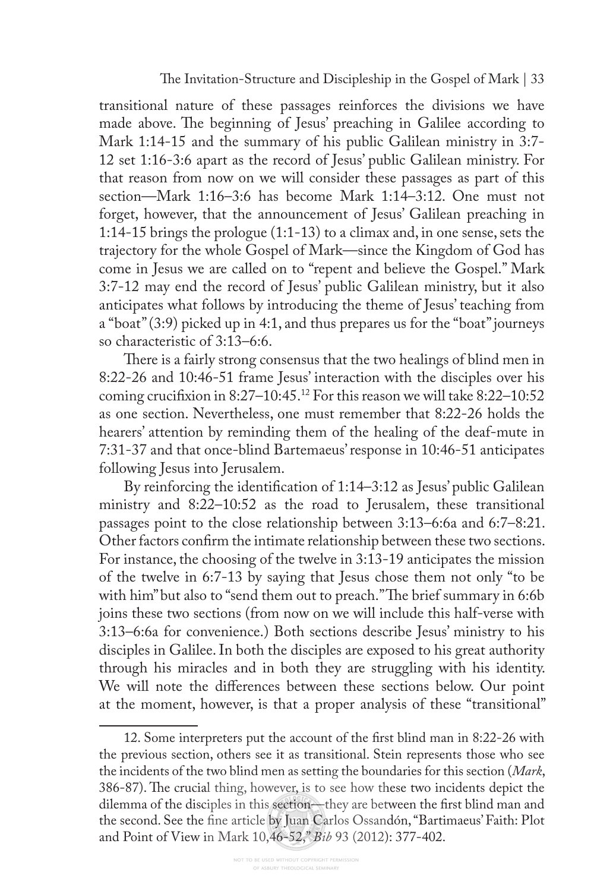transitional nature of these passages reinforces the divisions we have made above. The beginning of Jesus' preaching in Galilee according to Mark 1:14-15 and the summary of his public Galilean ministry in 3:7-12 set 1:16-3:6 apart as the record of Jesus' public Galilean ministry. For that reason from now on we will consider these passages as part of this section—Mark 1:16–3:6 has become Mark 1:14–3:12. One must not forget, however, that the announcement of Jesus' Galilean preaching in 1:14-15 brings the prologue (1:1-13) to a climax and, in one sense, sets the trajectory for the whole Gospel of Mark—since the Kingdom of God has come in Jesus we are called on to "repent and believe the Gospel." Mark 3:7-12 may end the record of Jesus' public Galilean ministry, but it also anticipates what follows by introducing the theme of Jesus' teaching from a "boat" (3:9) picked up in 4:1, and thus prepares us for the "boat" journeys so characteristic of 3:13–6:6.

There is a fairly strong consensus that the two healings of blind men in 8:22-26 and 10:46-51 frame Jesus' interaction with the disciples over his coming crucifixion in 8:27–10:45.[12] For this reason we will take 8:22–10:52 as one section. Nevertheless, one must remember that 8:22-26 holds the hearers' attention by reminding them of the healing of the deaf-mute in 7:31-37 and that once-blind Bartemaeus' response in 10:46-51 anticipates following Jesus into Jerusalem.

By reinforcing the identification of 1:14–3:12 as Jesus' public Galilean ministry and 8:22–10:52 as the road to Jerusalem, these transitional passages point to the close relationship between 3:13–6:6a and 6:7–8:21. Other factors confirm the intimate relationship between these two sections. For instance, the choosing of the twelve in 3:13-19 anticipates the mission of the twelve in 6:7-13 by saying that Jesus chose them not only "to be with him" but also to "send them out to preach." The brief summary in 6:6b joins these two sections (from now on we will include this half-verse with 3:13–6:6a for convenience.) Both sections describe Jesus' ministry to his disciples in Galilee. In both the disciples are exposed to his great authority through his miracles and in both they are struggling with his identity. We will note the differences between these sections below. Our point at the moment, however, is that a proper analysis of these "transitional"

12. Some interpreters put the account of the first blind man in 8:22-26 with the previous section, others see it as transitional. Stein represents those who see the incidents of the two blind men as setting the boundaries for this section (*Mark*, 386-87). The crucial thing, however, is to see how these two incidents depict the dilemma of the disciples in this section—they are between the first blind man and the second. See the fine article by Juan Carlos Ossandón, "Bartimaeus' Faith: Plot and Point of View in Mark 10,46-52," *Bib* 93 (2012): 377-402.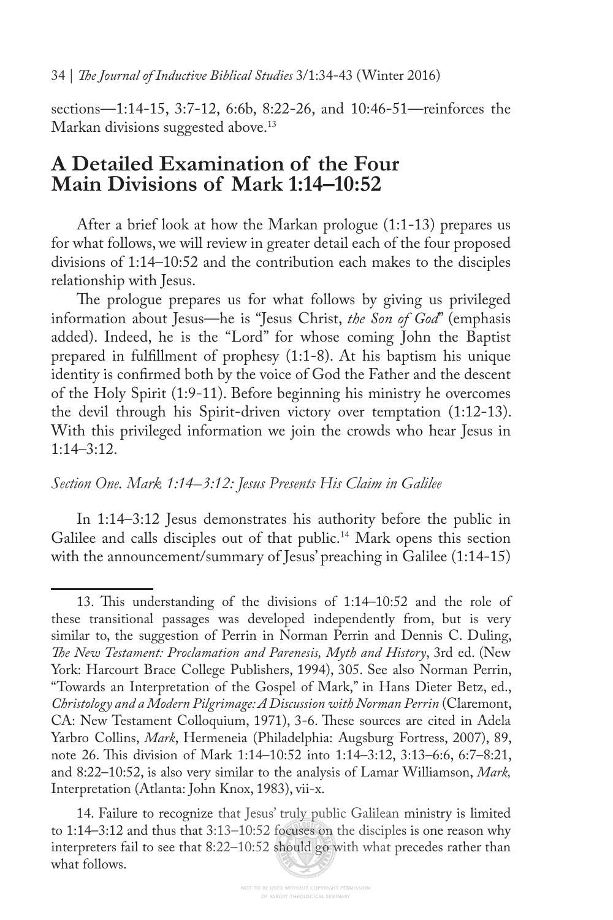sections—1:14-15, 3:7-12, 6:6b, 8:22-26, and 10:46-51—reinforces the Markan divisions suggested above.[13]

## A Detailed Examination of the Four Main Divisions of Mark 1:14–10:52

After a brief look at how the Markan prologue (1:1-13) prepares us for what follows, we will review in greater detail each of the four proposed divisions of 1:14–10:52 and the contribution each makes to the disciples relationship with Jesus.

The prologue prepares us for what follows by giving us privileged information about Jesus—he is "Jesus Christ, *the Son of God*" (emphasis added). Indeed, he is the "Lord" for whose coming John the Baptist prepared in fulfillment of prophesy (1:1-8). At his baptism his unique identity is confirmed both by the voice of God the Father and the descent of the Holy Spirit (1:9-11). Before beginning his ministry he overcomes the devil through his Spirit-driven victory over temptation (1:12-13). With this privileged information we join the crowds who hear Jesus in 1:14–3:12.

*Section One. Mark 1:14–3:12: Jesus Presents His Claim in Galilee*

In 1:14–3:12 Jesus demonstrates his authority before the public in Galilee and calls disciples out of that public.[14] Mark opens this section with the announcement/summary of Jesus' preaching in Galilee (1:14-15)

---

13. This understanding of the divisions of 1:14–10:52 and the role of these transitional passages was developed independently from, but is very similar to, the suggestion of Perrin in Norman Perrin and Dennis C. Duling, *The New Testament: Proclamation and Parenesis, Myth and History*, 3rd ed. (New York: Harcourt Brace College Publishers, 1994), 305. See also Norman Perrin, "Towards an Interpretation of the Gospel of Mark," in Hans Dieter Betz, ed., *Christology and a Modern Pilgrimage: A Discussion with Norman Perrin* (Claremont, CA: New Testament Colloquium, 1971), 3-6. These sources are cited in Adela Yarbro Collins, *Mark*, Hermeneia (Philadelphia: Augsburg Fortress, 2007), 89, note 26. This division of Mark 1:14–10:52 into 1:14–3:12, 3:13–6:6, 6:7–8:21, and 8:22–10:52, is also very similar to the analysis of Lamar Williamson, *Mark,* Interpretation (Atlanta: John Knox, 1983), vii-x.

14. Failure to recognize that Jesus' truly public Galilean ministry is limited to 1:14–3:12 and thus that 3:13–10:52 focuses on the disciples is one reason why interpreters fail to see that 8:22–10:52 should go with what precedes rather than what follows.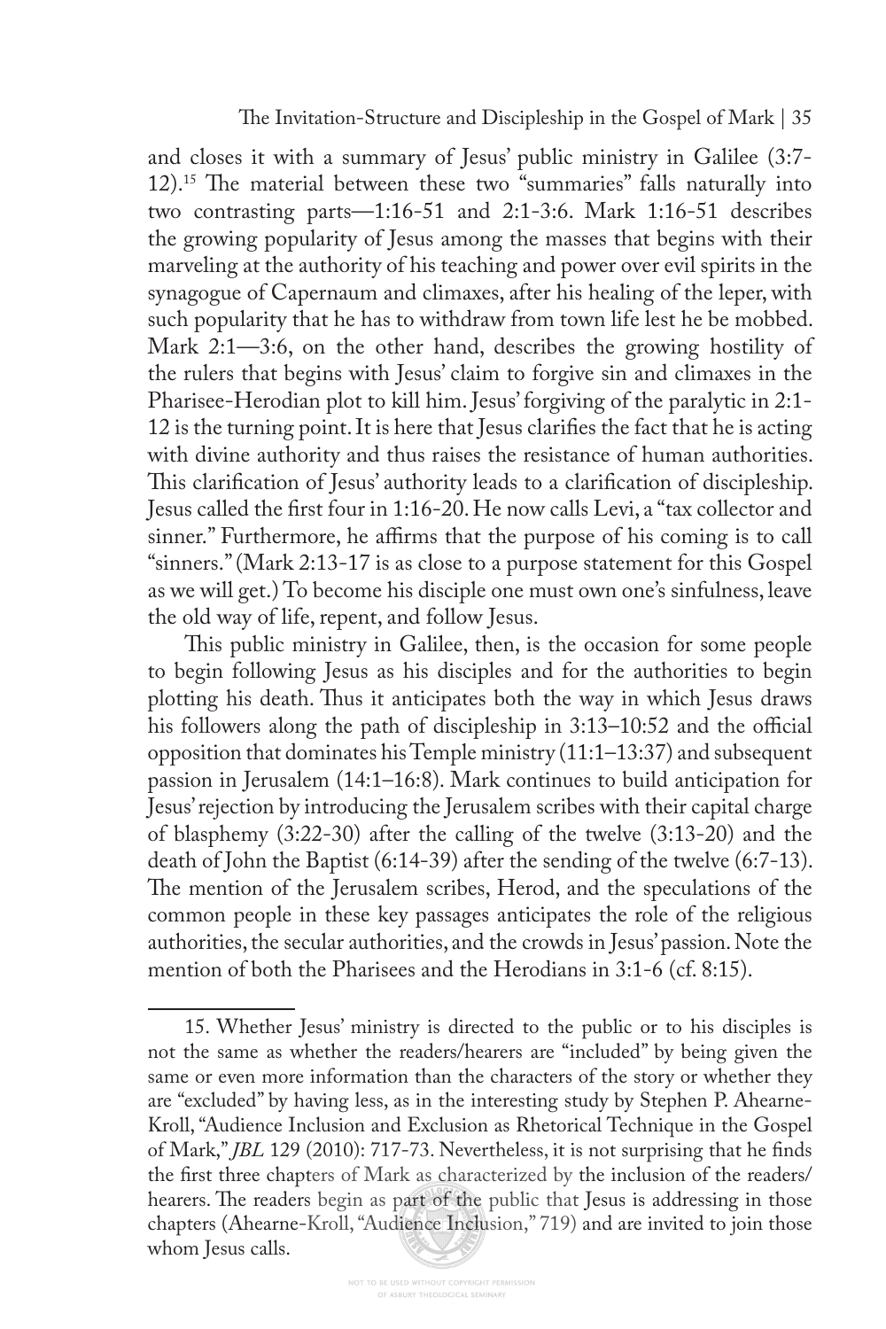and closes it with a summary of Jesus' public ministry in Galilee (3:7-12).[15] The material between these two "summaries" falls naturally into two contrasting parts—1:16-51 and 2:1-3:6. Mark 1:16-51 describes the growing popularity of Jesus among the masses that begins with their marveling at the authority of his teaching and power over evil spirits in the synagogue of Capernaum and climaxes, after his healing of the leper, with such popularity that he has to withdraw from town life lest he be mobbed. Mark 2:1—3:6, on the other hand, describes the growing hostility of the rulers that begins with Jesus' claim to forgive sin and climaxes in the Pharisee-Herodian plot to kill him. Jesus' forgiving of the paralytic in 2:1-12 is the turning point. It is here that Jesus clarifies the fact that he is acting with divine authority and thus raises the resistance of human authorities. This clarification of Jesus' authority leads to a clarification of discipleship. Jesus called the first four in 1:16-20. He now calls Levi, a "tax collector and sinner." Furthermore, he affirms that the purpose of his coming is to call "sinners." (Mark 2:13-17 is as close to a purpose statement for this Gospel as we will get.) To become his disciple one must own one's sinfulness, leave the old way of life, repent, and follow Jesus.

This public ministry in Galilee, then, is the occasion for some people to begin following Jesus as his disciples and for the authorities to begin plotting his death. Thus it anticipates both the way in which Jesus draws his followers along the path of discipleship in 3:13–10:52 and the official opposition that dominates his Temple ministry (11:1–13:37) and subsequent passion in Jerusalem (14:1–16:8). Mark continues to build anticipation for Jesus' rejection by introducing the Jerusalem scribes with their capital charge of blasphemy (3:22-30) after the calling of the twelve (3:13-20) and the death of John the Baptist (6:14-39) after the sending of the twelve (6:7-13). The mention of the Jerusalem scribes, Herod, and the speculations of the common people in these key passages anticipates the role of the religious authorities, the secular authorities, and the crowds in Jesus' passion. Note the mention of both the Pharisees and the Herodians in 3:1-6 (cf. 8:15).

---

15. Whether Jesus' ministry is directed to the public or to his disciples is not the same as whether the readers/hearers are "included" by being given the same or even more information than the characters of the story or whether they are "excluded" by having less, as in the interesting study by Stephen P. Ahearne-Kroll, "Audience Inclusion and Exclusion as Rhetorical Technique in the Gospel of Mark," *JBL* 129 (2010): 717-73. Nevertheless, it is not surprising that he finds the first three chapters of Mark as characterized by the inclusion of the readers/hearers. The readers begin as part of the public that Jesus is addressing in those chapters (Ahearne-Kroll, "Audience Inclusion," 719) and are invited to join those whom Jesus calls.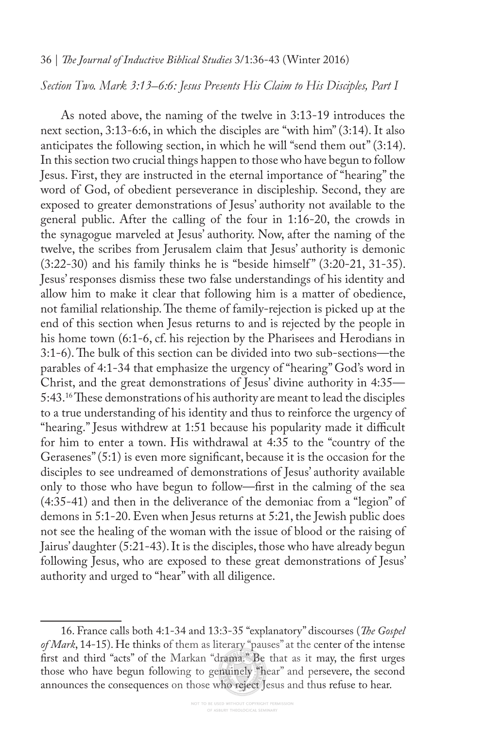*Section Two. Mark 3:13–6:6: Jesus Presents His Claim to His Disciples, Part I*

As noted above, the naming of the twelve in 3:13-19 introduces the next section, 3:13-6:6, in which the disciples are "with him" (3:14). It also anticipates the following section, in which he will "send them out" (3:14). In this section two crucial things happen to those who have begun to follow Jesus. First, they are instructed in the eternal importance of "hearing" the word of God, of obedient perseverance in discipleship. Second, they are exposed to greater demonstrations of Jesus' authority not available to the general public. After the calling of the four in 1:16-20, the crowds in the synagogue marveled at Jesus' authority. Now, after the naming of the twelve, the scribes from Jerusalem claim that Jesus' authority is demonic (3:22-30) and his family thinks he is "beside himself" (3:20-21, 31-35). Jesus' responses dismiss these two false understandings of his identity and allow him to make it clear that following him is a matter of obedience, not familial relationship. The theme of family-rejection is picked up at the end of this section when Jesus returns to and is rejected by the people in his home town (6:1-6, cf. his rejection by the Pharisees and Herodians in 3:1-6). The bulk of this section can be divided into two sub-sections—the parables of 4:1-34 that emphasize the urgency of "hearing" God's word in Christ, and the great demonstrations of Jesus' divine authority in 4:35—5:43.[16] These demonstrations of his authority are meant to lead the disciples to a true understanding of his identity and thus to reinforce the urgency of "hearing." Jesus withdrew at 1:51 because his popularity made it difficult for him to enter a town. His withdrawal at 4:35 to the "country of the Gerasenes" (5:1) is even more significant, because it is the occasion for the disciples to see undreamed of demonstrations of Jesus' authority available only to those who have begun to follow—first in the calming of the sea (4:35-41) and then in the deliverance of the demoniac from a "legion" of demons in 5:1-20. Even when Jesus returns at 5:21, the Jewish public does not see the healing of the woman with the issue of blood or the raising of Jairus' daughter (5:21-43). It is the disciples, those who have already begun following Jesus, who are exposed to these great demonstrations of Jesus' authority and urged to "hear" with all diligence.

---

16. France calls both 4:1-34 and 13:3-35 "explanatory" discourses (*The Gospel of Mark*, 14-15). He thinks of them as literary "pauses" at the center of the intense first and third "acts" of the Markan "drama." Be that as it may, the first urges those who have begun following to genuinely "hear" and persevere, the second announces the consequences on those who reject Jesus and thus refuse to hear.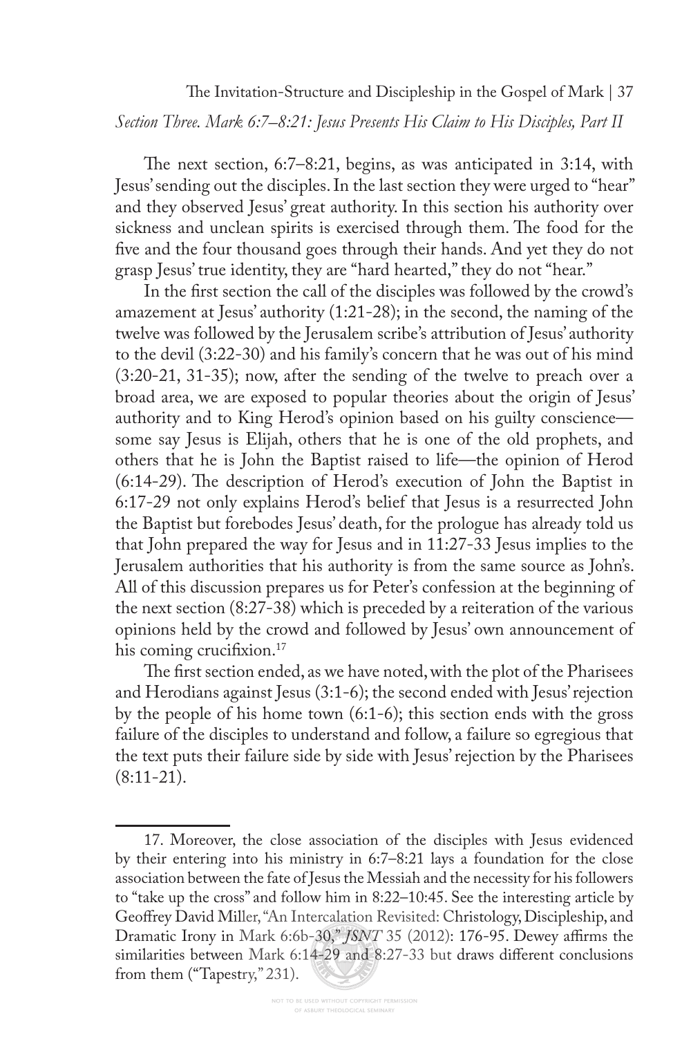*Section Three. Mark 6:7–8:21: Jesus Presents His Claim to His Disciples, Part II*

The next section, 6:7–8:21, begins, as was anticipated in 3:14, with Jesus' sending out the disciples. In the last section they were urged to "hear" and they observed Jesus' great authority. In this section his authority over sickness and unclean spirits is exercised through them. The food for the five and the four thousand goes through their hands. And yet they do not grasp Jesus' true identity, they are "hard hearted," they do not "hear."

In the first section the call of the disciples was followed by the crowd's amazement at Jesus' authority (1:21-28); in the second, the naming of the twelve was followed by the Jerusalem scribe's attribution of Jesus' authority to the devil (3:22-30) and his family's concern that he was out of his mind (3:20-21, 31-35); now, after the sending of the twelve to preach over a broad area, we are exposed to popular theories about the origin of Jesus' authority and to King Herod's opinion based on his guilty conscience—some say Jesus is Elijah, others that he is one of the old prophets, and others that he is John the Baptist raised to life—the opinion of Herod (6:14-29). The description of Herod's execution of John the Baptist in 6:17-29 not only explains Herod's belief that Jesus is a resurrected John the Baptist but forebodes Jesus' death, for the prologue has already told us that John prepared the way for Jesus and in 11:27-33 Jesus implies to the Jerusalem authorities that his authority is from the same source as John's. All of this discussion prepares us for Peter's confession at the beginning of the next section (8:27-38) which is preceded by a reiteration of the various opinions held by the crowd and followed by Jesus' own announcement of his coming crucifixion.[17]

The first section ended, as we have noted, with the plot of the Pharisees and Herodians against Jesus (3:1-6); the second ended with Jesus' rejection by the people of his home town (6:1-6); this section ends with the gross failure of the disciples to understand and follow, a failure so egregious that the text puts their failure side by side with Jesus' rejection by the Pharisees (8:11-21).

---

17. Moreover, the close association of the disciples with Jesus evidenced by their entering into his ministry in 6:7–8:21 lays a foundation for the close association between the fate of Jesus the Messiah and the necessity for his followers to "take up the cross" and follow him in 8:22–10:45. See the interesting article by Geoffrey David Miller, "An Intercalation Revisited: Christology, Discipleship, and Dramatic Irony in Mark 6:6b-30," *JSNT* 35 (2012): 176-95. Dewey affirms the similarities between Mark 6:14-29 and 8:27-33 but draws different conclusions from them ("Tapestry," 231).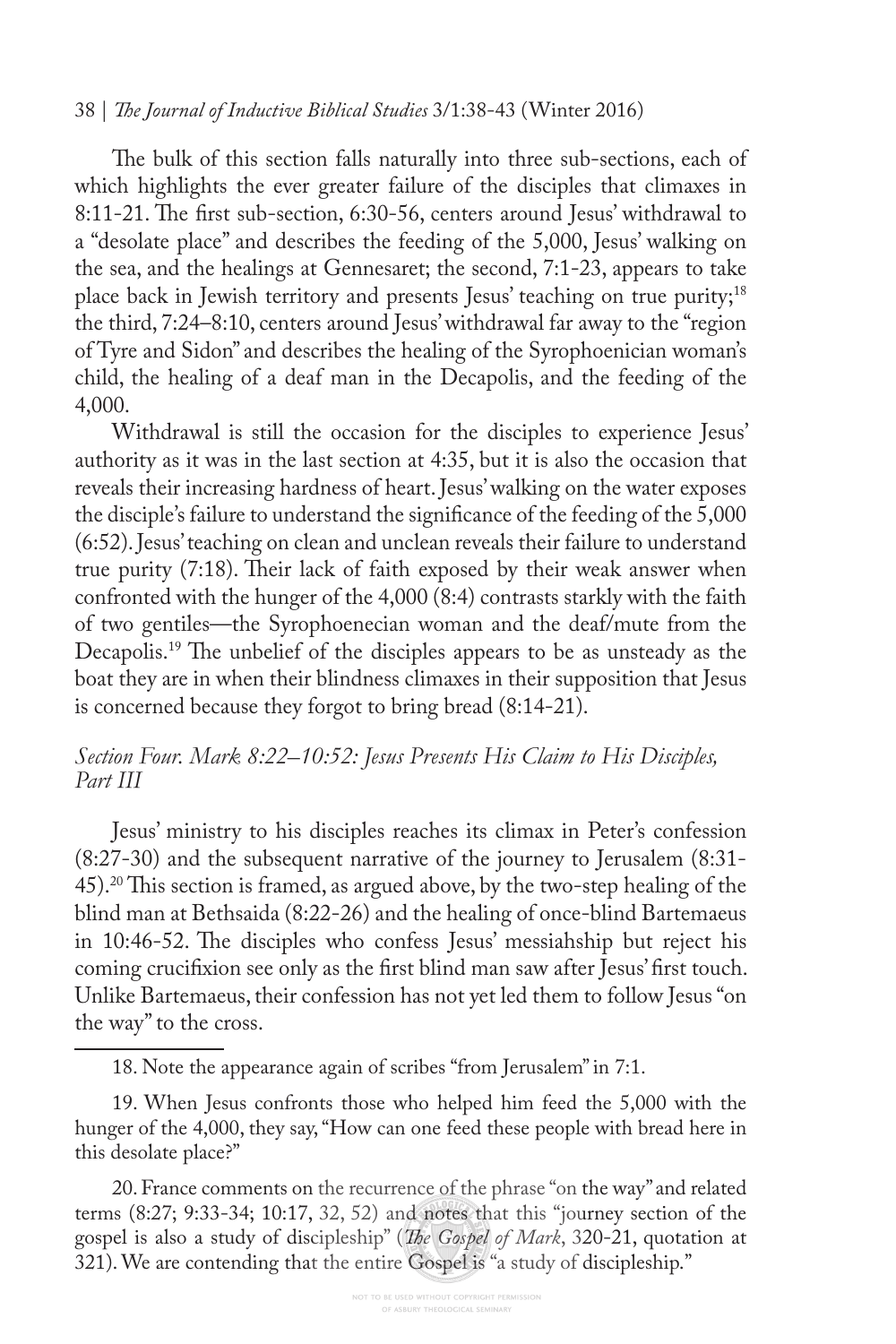The bulk of this section falls naturally into three sub-sections, each of which highlights the ever greater failure of the disciples that climaxes in 8:11-21. The first sub-section, 6:30-56, centers around Jesus' withdrawal to a "desolate place" and describes the feeding of the 5,000, Jesus' walking on the sea, and the healings at Gennesaret; the second, 7:1-23, appears to take place back in Jewish territory and presents Jesus' teaching on true purity;[18] the third, 7:24–8:10, centers around Jesus' withdrawal far away to the "region of Tyre and Sidon" and describes the healing of the Syrophoenician woman's child, the healing of a deaf man in the Decapolis, and the feeding of the 4,000.

Withdrawal is still the occasion for the disciples to experience Jesus' authority as it was in the last section at 4:35, but it is also the occasion that reveals their increasing hardness of heart. Jesus' walking on the water exposes the disciple's failure to understand the significance of the feeding of the 5,000 (6:52). Jesus' teaching on clean and unclean reveals their failure to understand true purity (7:18). Their lack of faith exposed by their weak answer when confronted with the hunger of the 4,000 (8:4) contrasts starkly with the faith of two gentiles—the Syrophoenecian woman and the deaf/mute from the Decapolis.[19] The unbelief of the disciples appears to be as unsteady as the boat they are in when their blindness climaxes in their supposition that Jesus is concerned because they forgot to bring bread (8:14-21).

### *Section Four. Mark 8:22–10:52: Jesus Presents His Claim to His Disciples, Part III*

Jesus' ministry to his disciples reaches its climax in Peter's confession (8:27-30) and the subsequent narrative of the journey to Jerusalem (8:31-45).[20] This section is framed, as argued above, by the two-step healing of the blind man at Bethsaida (8:22-26) and the healing of once-blind Bartemaeus in 10:46-52. The disciples who confess Jesus' messiahship but reject his coming crucifixion see only as the first blind man saw after Jesus' first touch. Unlike Bartemaeus, their confession has not yet led them to follow Jesus "on the way" to the cross.

---

18. Note the appearance again of scribes "from Jerusalem" in 7:1.

19. When Jesus confronts those who helped him feed the 5,000 with the hunger of the 4,000, they say, "How can one feed these people with bread here in this desolate place?"

20. France comments on the recurrence of the phrase "on the way" and related terms (8:27; 9:33-34; 10:17, 32, 52) and notes that this "journey section of the gospel is also a study of discipleship" (*The Gospel of Mark*, 320-21, quotation at 321). We are contending that the entire Gospel is "a study of discipleship."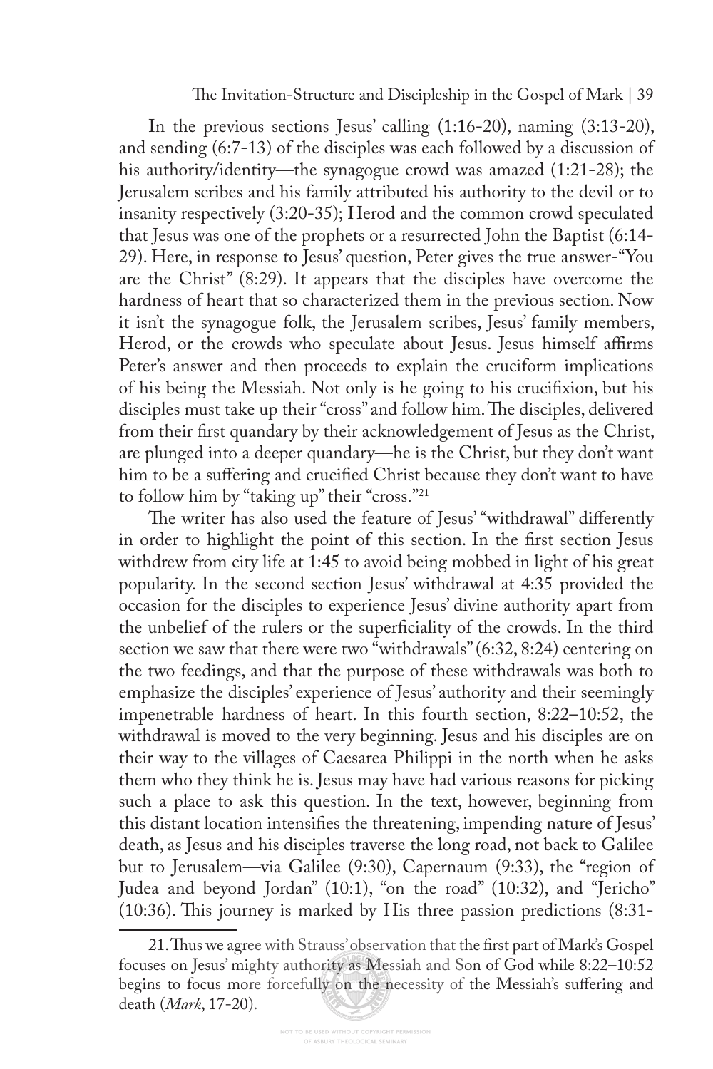In the previous sections Jesus' calling (1:16-20), naming (3:13-20), and sending (6:7-13) of the disciples was each followed by a discussion of his authority/identity—the synagogue crowd was amazed (1:21-28); the Jerusalem scribes and his family attributed his authority to the devil or to insanity respectively (3:20-35); Herod and the common crowd speculated that Jesus was one of the prophets or a resurrected John the Baptist (6:14-29). Here, in response to Jesus' question, Peter gives the true answer-"You are the Christ" (8:29). It appears that the disciples have overcome the hardness of heart that so characterized them in the previous section. Now it isn't the synagogue folk, the Jerusalem scribes, Jesus' family members, Herod, or the crowds who speculate about Jesus. Jesus himself affirms Peter's answer and then proceeds to explain the cruciform implications of his being the Messiah. Not only is he going to his crucifixion, but his disciples must take up their "cross" and follow him. The disciples, delivered from their first quandary by their acknowledgement of Jesus as the Christ, are plunged into a deeper quandary—he is the Christ, but they don't want him to be a suffering and crucified Christ because they don't want to have to follow him by "taking up" their "cross."[21]

The writer has also used the feature of Jesus' "withdrawal" differently in order to highlight the point of this section. In the first section Jesus withdrew from city life at 1:45 to avoid being mobbed in light of his great popularity. In the second section Jesus' withdrawal at 4:35 provided the occasion for the disciples to experience Jesus' divine authority apart from the unbelief of the rulers or the superficiality of the crowds. In the third section we saw that there were two "withdrawals" (6:32, 8:24) centering on the two feedings, and that the purpose of these withdrawals was both to emphasize the disciples' experience of Jesus' authority and their seemingly impenetrable hardness of heart. In this fourth section, 8:22–10:52, the withdrawal is moved to the very beginning. Jesus and his disciples are on their way to the villages of Caesarea Philippi in the north when he asks them who they think he is. Jesus may have had various reasons for picking such a place to ask this question. In the text, however, beginning from this distant location intensifies the threatening, impending nature of Jesus' death, as Jesus and his disciples traverse the long road, not back to Galilee but to Jerusalem—via Galilee (9:30), Capernaum (9:33), the "region of Judea and beyond Jordan" (10:1), "on the road" (10:32), and "Jericho" (10:36). This journey is marked by His three passion predictions (8:31-

21. Thus we agree with Strauss' observation that the first part of Mark's Gospel focuses on Jesus' mighty authority as Messiah and Son of God while 8:22–10:52 begins to focus more forcefully on the necessity of the Messiah's suffering and death (*Mark*, 17-20).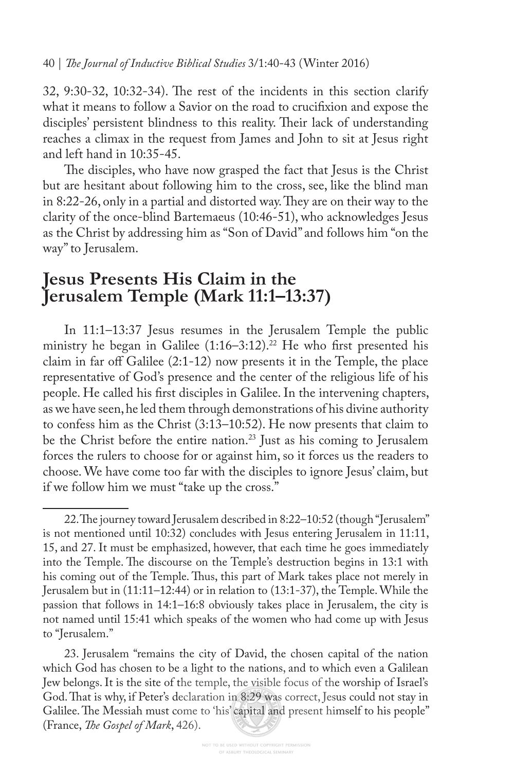32, 9:30-32, 10:32-34). The rest of the incidents in this section clarify what it means to follow a Savior on the road to crucifixion and expose the disciples' persistent blindness to this reality. Their lack of understanding reaches a climax in the request from James and John to sit at Jesus right and left hand in 10:35-45.

The disciples, who have now grasped the fact that Jesus is the Christ but are hesitant about following him to the cross, see, like the blind man in 8:22-26, only in a partial and distorted way. They are on their way to the clarity of the once-blind Bartemaeus (10:46-51), who acknowledges Jesus as the Christ by addressing him as "Son of David" and follows him "on the way" to Jerusalem.

## Jesus Presents His Claim in the Jerusalem Temple (Mark 11:1–13:37)

In 11:1–13:37 Jesus resumes in the Jerusalem Temple the public ministry he began in Galilee (1:16–3:12).[22] He who first presented his claim in far off Galilee (2:1-12) now presents it in the Temple, the place representative of God's presence and the center of the religious life of his people. He called his first disciples in Galilee. In the intervening chapters, as we have seen, he led them through demonstrations of his divine authority to confess him as the Christ (3:13–10:52). He now presents that claim to be the Christ before the entire nation.[23] Just as his coming to Jerusalem forces the rulers to choose for or against him, so it forces us the readers to choose. We have come too far with the disciples to ignore Jesus' claim, but if we follow him we must "take up the cross."

---

22. The journey toward Jerusalem described in 8:22–10:52 (though "Jerusalem" is not mentioned until 10:32) concludes with Jesus entering Jerusalem in 11:11, 15, and 27. It must be emphasized, however, that each time he goes immediately into the Temple. The discourse on the Temple's destruction begins in 13:1 with his coming out of the Temple. Thus, this part of Mark takes place not merely in Jerusalem but in (11:11–12:44) or in relation to (13:1-37), the Temple. While the passion that follows in 14:1–16:8 obviously takes place in Jerusalem, the city is not named until 15:41 which speaks of the women who had come up with Jesus to "Jerusalem."

23. Jerusalem "remains the city of David, the chosen capital of the nation which God has chosen to be a light to the nations, and to which even a Galilean Jew belongs. It is the site of the temple, the visible focus of the worship of Israel's God. That is why, if Peter's declaration in 8:29 was correct, Jesus could not stay in Galilee. The Messiah must come to 'his' capital and present himself to his people" (France, *The Gospel of Mark*, 426).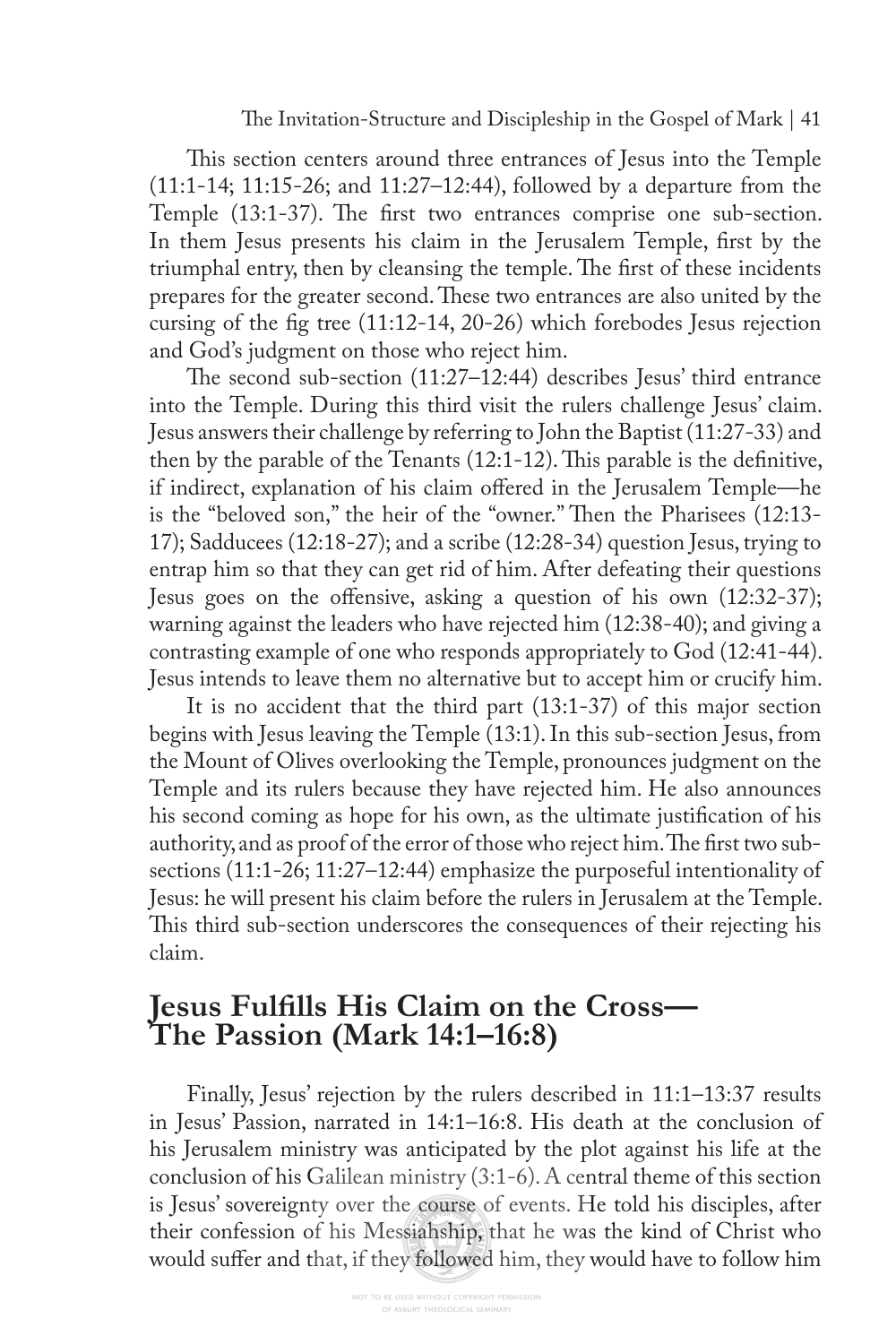This section centers around three entrances of Jesus into the Temple (11:1-14; 11:15-26; and 11:27–12:44), followed by a departure from the Temple (13:1-37). The first two entrances comprise one sub-section. In them Jesus presents his claim in the Jerusalem Temple, first by the triumphal entry, then by cleansing the temple. The first of these incidents prepares for the greater second. These two entrances are also united by the cursing of the fig tree (11:12-14, 20-26) which forebodes Jesus rejection and God's judgment on those who reject him.

The second sub-section (11:27–12:44) describes Jesus' third entrance into the Temple. During this third visit the rulers challenge Jesus' claim. Jesus answers their challenge by referring to John the Baptist (11:27-33) and then by the parable of the Tenants (12:1-12). This parable is the definitive, if indirect, explanation of his claim offered in the Jerusalem Temple—he is the "beloved son," the heir of the "owner." Then the Pharisees (12:13-17); Sadducees (12:18-27); and a scribe (12:28-34) question Jesus, trying to entrap him so that they can get rid of him. After defeating their questions Jesus goes on the offensive, asking a question of his own (12:32-37); warning against the leaders who have rejected him (12:38-40); and giving a contrasting example of one who responds appropriately to God (12:41-44). Jesus intends to leave them no alternative but to accept him or crucify him.

It is no accident that the third part (13:1-37) of this major section begins with Jesus leaving the Temple (13:1). In this sub-section Jesus, from the Mount of Olives overlooking the Temple, pronounces judgment on the Temple and its rulers because they have rejected him. He also announces his second coming as hope for his own, as the ultimate justification of his authority, and as proof of the error of those who reject him. The first two sub-sections (11:1-26; 11:27–12:44) emphasize the purposeful intentionality of Jesus: he will present his claim before the rulers in Jerusalem at the Temple. This third sub-section underscores the consequences of their rejecting his claim.

## Jesus Fulfills His Claim on the Cross—The Passion (Mark 14:1–16:8)

Finally, Jesus' rejection by the rulers described in 11:1–13:37 results in Jesus' Passion, narrated in 14:1–16:8. His death at the conclusion of his Jerusalem ministry was anticipated by the plot against his life at the conclusion of his Galilean ministry (3:1-6). A central theme of this section is Jesus' sovereignty over the course of events. He told his disciples, after their confession of his Messiahship, that he was the kind of Christ who would suffer and that, if they followed him, they would have to follow him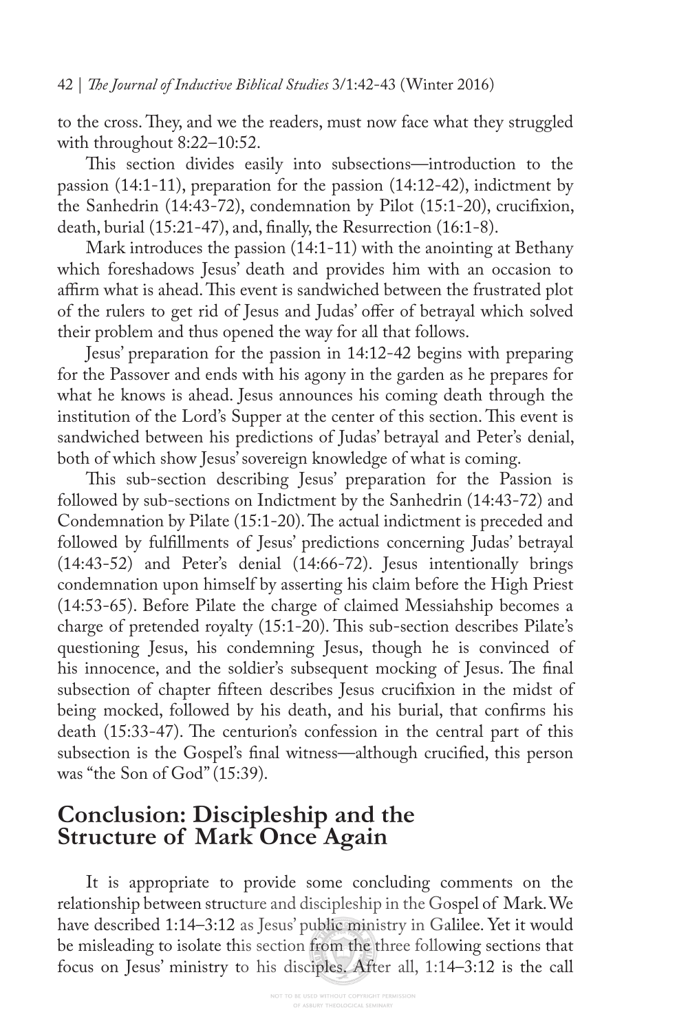to the cross. They, and we the readers, must now face what they struggled with throughout 8:22–10:52.

This section divides easily into subsections—introduction to the passion (14:1-11), preparation for the passion (14:12-42), indictment by the Sanhedrin (14:43-72), condemnation by Pilot (15:1-20), crucifixion, death, burial (15:21-47), and, finally, the Resurrection (16:1-8).

Mark introduces the passion (14:1-11) with the anointing at Bethany which foreshadows Jesus' death and provides him with an occasion to affirm what is ahead. This event is sandwiched between the frustrated plot of the rulers to get rid of Jesus and Judas' offer of betrayal which solved their problem and thus opened the way for all that follows.

Jesus' preparation for the passion in 14:12-42 begins with preparing for the Passover and ends with his agony in the garden as he prepares for what he knows is ahead. Jesus announces his coming death through the institution of the Lord's Supper at the center of this section. This event is sandwiched between his predictions of Judas' betrayal and Peter's denial, both of which show Jesus' sovereign knowledge of what is coming.

This sub-section describing Jesus' preparation for the Passion is followed by sub-sections on Indictment by the Sanhedrin (14:43-72) and Condemnation by Pilate (15:1-20). The actual indictment is preceded and followed by fulfillments of Jesus' predictions concerning Judas' betrayal (14:43-52) and Peter's denial (14:66-72). Jesus intentionally brings condemnation upon himself by asserting his claim before the High Priest (14:53-65). Before Pilate the charge of claimed Messiahship becomes a charge of pretended royalty (15:1-20). This sub-section describes Pilate's questioning Jesus, his condemning Jesus, though he is convinced of his innocence, and the soldier's subsequent mocking of Jesus. The final subsection of chapter fifteen describes Jesus crucifixion in the midst of being mocked, followed by his death, and his burial, that confirms his death (15:33-47). The centurion's confession in the central part of this subsection is the Gospel's final witness—although crucified, this person was "the Son of God" (15:39).

## Conclusion: Discipleship and the Structure of Mark Once Again

It is appropriate to provide some concluding comments on the relationship between structure and discipleship in the Gospel of Mark. We have described 1:14–3:12 as Jesus' public ministry in Galilee. Yet it would be misleading to isolate this section from the three following sections that focus on Jesus' ministry to his disciples. After all, 1:14–3:12 is the call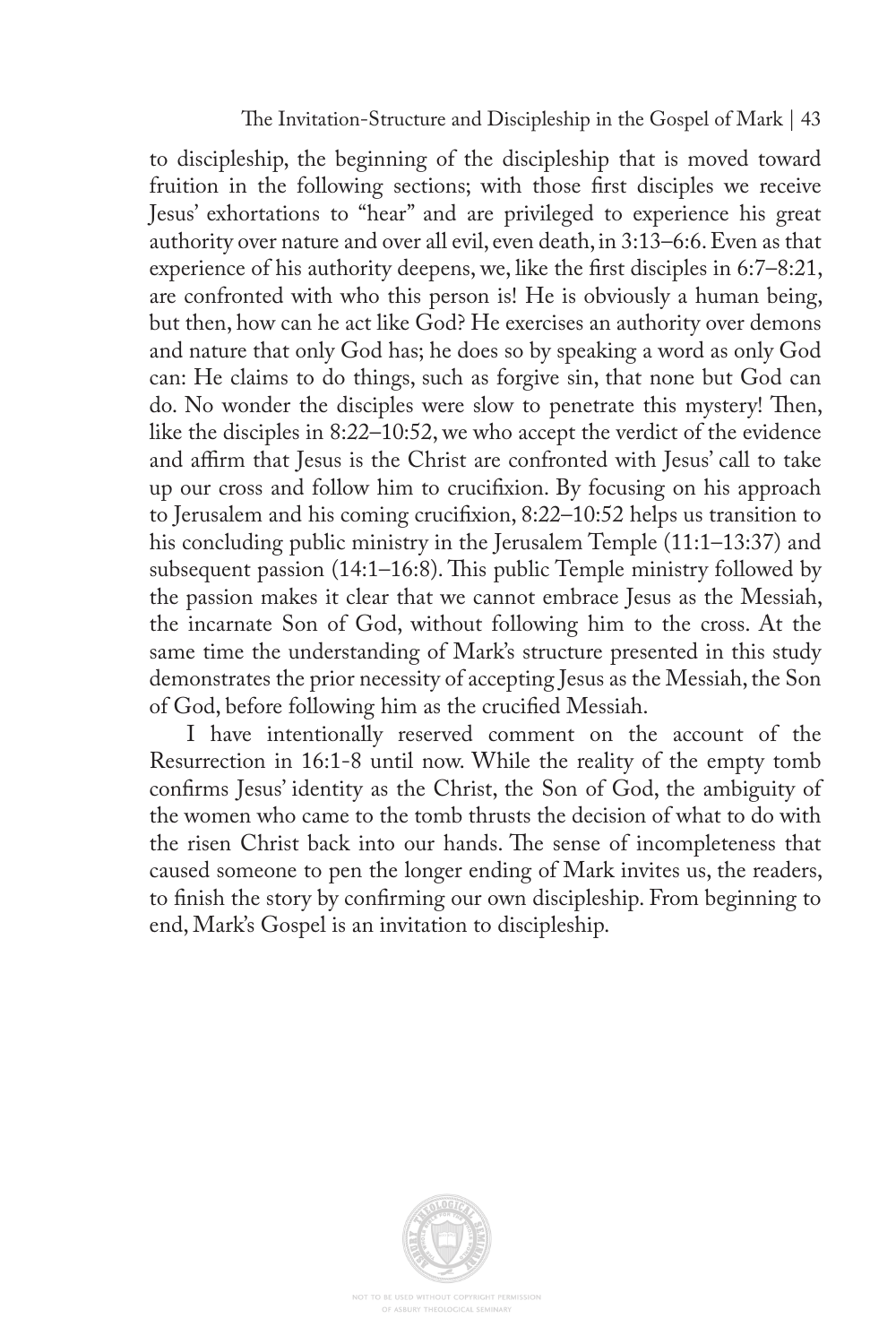to discipleship, the beginning of the discipleship that is moved toward fruition in the following sections; with those first disciples we receive Jesus' exhortations to "hear" and are privileged to experience his great authority over nature and over all evil, even death, in 3:13–6:6. Even as that experience of his authority deepens, we, like the first disciples in 6:7–8:21, are confronted with who this person is! He is obviously a human being, but then, how can he act like God? He exercises an authority over demons and nature that only God has; he does so by speaking a word as only God can: He claims to do things, such as forgive sin, that none but God can do. No wonder the disciples were slow to penetrate this mystery! Then, like the disciples in 8:22–10:52, we who accept the verdict of the evidence and affirm that Jesus is the Christ are confronted with Jesus' call to take up our cross and follow him to crucifixion. By focusing on his approach to Jerusalem and his coming crucifixion, 8:22–10:52 helps us transition to his concluding public ministry in the Jerusalem Temple (11:1–13:37) and subsequent passion (14:1–16:8). This public Temple ministry followed by the passion makes it clear that we cannot embrace Jesus as the Messiah, the incarnate Son of God, without following him to the cross. At the same time the understanding of Mark's structure presented in this study demonstrates the prior necessity of accepting Jesus as the Messiah, the Son of God, before following him as the crucified Messiah.

I have intentionally reserved comment on the account of the Resurrection in 16:1-8 until now. While the reality of the empty tomb confirms Jesus' identity as the Christ, the Son of God, the ambiguity of the women who came to the tomb thrusts the decision of what to do with the risen Christ back into our hands. The sense of incompleteness that caused someone to pen the longer ending of Mark invites us, the readers, to finish the story by confirming our own discipleship. From beginning to end, Mark's Gospel is an invitation to discipleship.